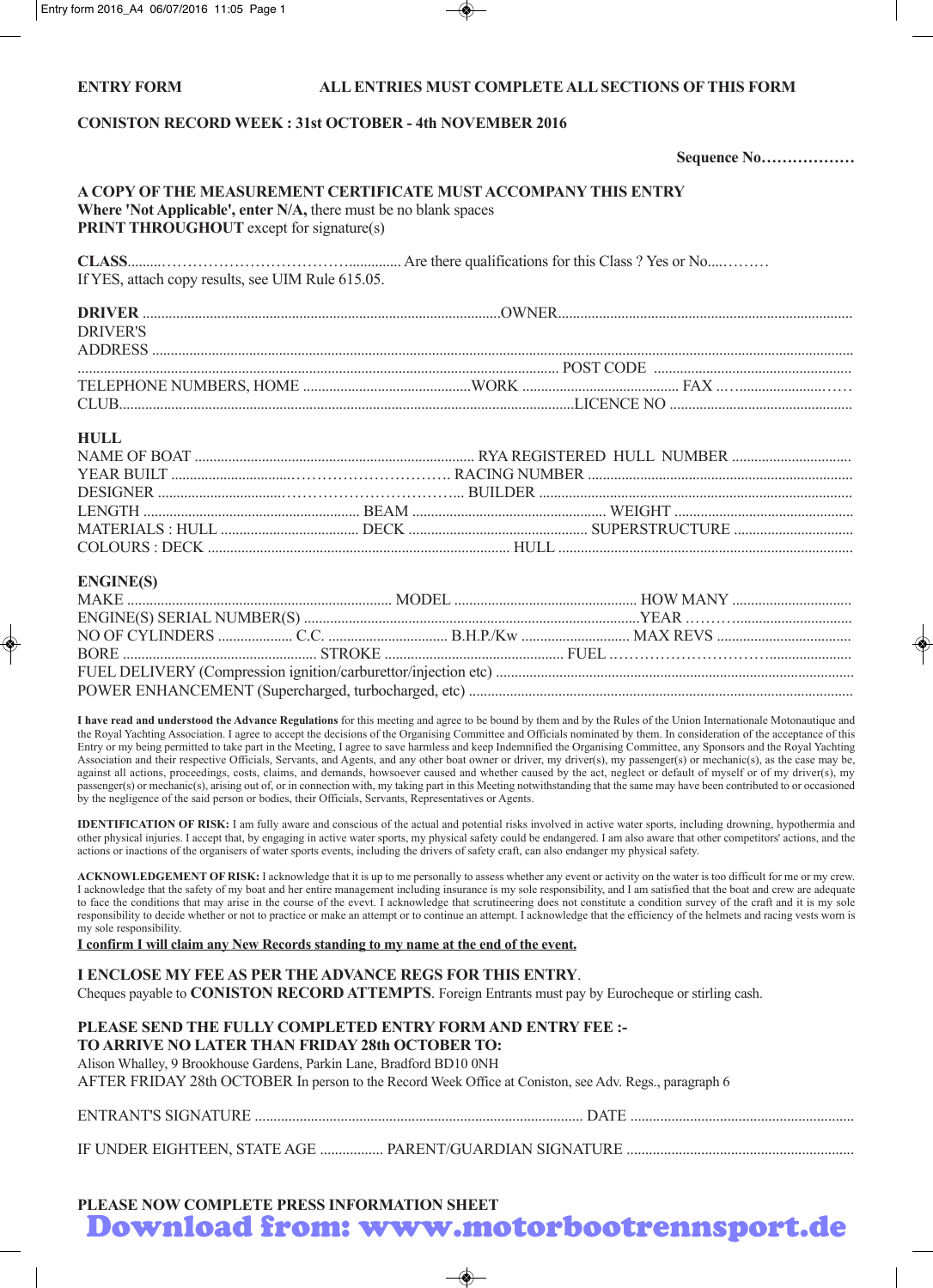**ENTRY FORM** **ALL ENTRIES MUST COMPLETE ALL SECTIONS OF THIS FORM**

**CONISTON RECORD WEEK : 31st OCTOBER - 4th NOVEMBER 2016**

**Sequence No………………**

**A COPY OF THE MEASUREMENT CERTIFICATE MUST ACCOMPANY THIS ENTRY**
**Where 'Not Applicable', enter N/A,** there must be no blank spaces
**PRINT THROUGHOUT** except for signature(s)

**CLASS**........………………………………............ Are there qualifications for this Class ? Yes or No....………
If YES, attach copy results, see UIM Rule 615.05.

**DRIVER** ................................................................................................OWNER..............................................................................
DRIVER'S
ADDRESS ........................................................................................................................................................................................
................................................................................................................................ POST CODE .....................................................
TELEPHONE NUMBERS, HOME .............................................WORK .......................................... FAX ….........................…..
CLUB...........................................................................................................................LICENCE NO ................................................

**HULL**
NAME OF BOAT .......................................................................... RYA REGISTERED HULL NUMBER ................................
YEAR BUILT ...............................…………………………. RACING NUMBER ......................................................................
DESIGNER ................................…………………………... BUILDER ...................................................................................
LENGTH .......................................................... BEAM .................................................. WEIGHT ................................................
MATERIALS : HULL ..................................... DECK ............................................... SUPERSTRUCTURE ................................
COLOURS : DECK ................................................................................ HULL ..............................................................................

**ENGINE(S)**
MAKE ...................................................................... MODEL ................................................ HOW MANY ................................
ENGINE(S) SERIAL NUMBER(S) .........................................................................................YEAR ………..............................
NO OF CYLINDERS .................... C.C. ................................ B.H.P./Kw ............................. MAX REVS ....................................
BORE .................................................... STROKE ................................................ FUEL ………………………….....................
FUEL DELIVERY (Compression ignition/carburettor/injection etc) ..............................................................................................
POWER ENHANCEMENT (Supercharged, turbocharged, etc) .....................................................................................................

**I have read and understood the Advance Regulations** for this meeting and agree to be bound by them and by the Rules of the Union Internationale Motonautique and the Royal Yachting Association. I agree to accept the decisions of the Organising Committee and Officials nominated by them. In consideration of the acceptance of this Entry or my being permitted to take part in the Meeting, I agree to save harmless and keep Indemnified the Organising Committee, any Sponsors and the Royal Yachting Association and their respective Officials, Servants, and Agents, and any other boat owner or driver, my driver(s), my passenger(s) or mechanic(s), as the case may be, against all actions, proceedings, costs, claims, and demands, howsoever caused and whether caused by the act, neglect or default of myself or of my driver(s), my passenger(s) or mechanic(s), arising out of, or in connection with, my taking part in this Meeting notwithstanding that the same may have been contributed to or occasioned by the negligence of the said person or bodies, their Officials, Servants, Representatives or Agents.

**IDENTIFICATION OF RISK:** I am fully aware and conscious of the actual and potential risks involved in active water sports, including drowning, hypothermia and other physical injuries. I accept that, by engaging in active water sports, my physical safety could be endangered. I am also aware that other competitors' actions, and the actions or inactions of the organisers of water sports events, including the drivers of safety craft, can also endanger my physical safety.

**ACKNOWLEDGEMENT OF RISK:** I acknowledge that it is up to me personally to assess whether any event or activity on the water is too difficult for me or my crew. I acknowledge that the safety of my boat and her entire management including insurance is my sole responsibility, and I am satisfied that the boat and crew are adequate to face the conditions that may arise in the course of the evevt. I acknowledge that scrutineering does not constitute a condition survey of the craft and it is my sole responsibility to decide whether or not to practice or make an attempt or to continue an attempt. I acknowledge that the efficiency of the helmets and racing vests worn is my sole responsibility.
**I confirm I will claim any New Records standing to my name at the end of the event.**

**I ENCLOSE MY FEE AS PER THE ADVANCE REGS FOR THIS ENTRY**.
Cheques payable to **CONISTON RECORD ATTEMPTS**. Foreign Entrants must pay by Eurocheque or stirling cash.

**PLEASE SEND THE FULLY COMPLETED ENTRY FORM AND ENTRY FEE :-**
**TO ARRIVE NO LATER THAN FRIDAY 28th OCTOBER TO:**
Alison Whalley, 9 Brookhouse Gardens, Parkin Lane, Bradford BD10 0NH
AFTER FRIDAY 28th OCTOBER In person to the Record Week Office at Coniston, see Adv. Regs., paragraph 6

ENTRANT'S SIGNATURE ........................................................................................ DATE ...........................................................

IF UNDER EIGHTEEN, STATE AGE ................. PARENT/GUARDIAN SIGNATURE ............................................................

**PLEASE NOW COMPLETE PRESS INFORMATION SHEET**

**Download from: www.motorbootrennsport.de**